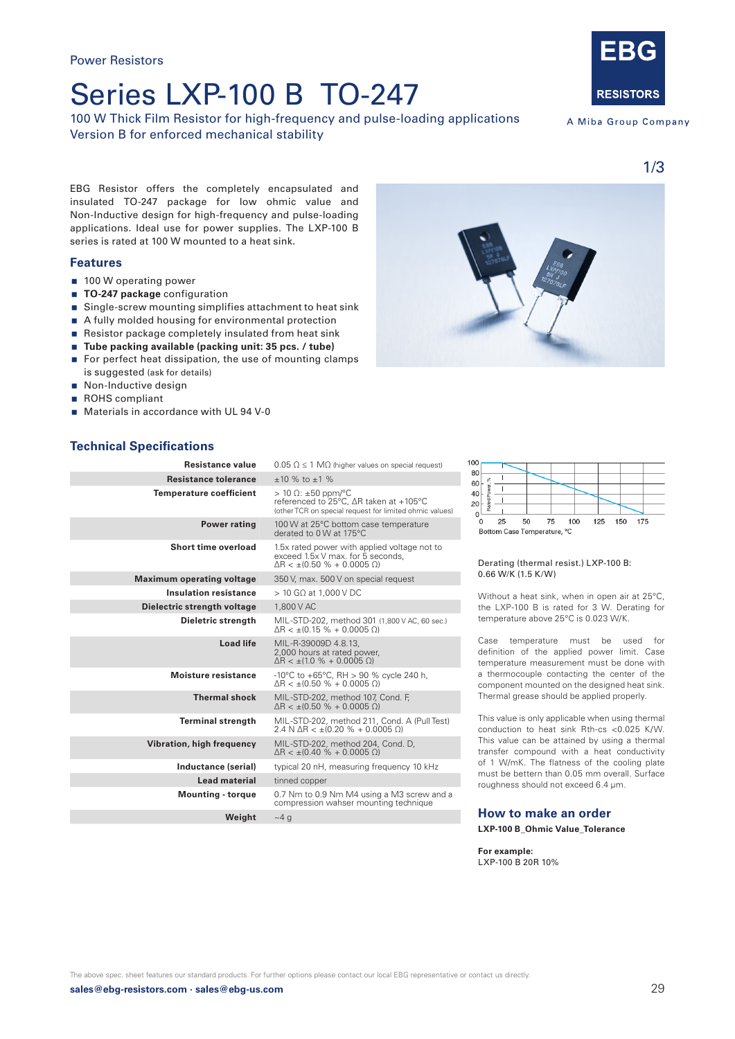Power Resistors

# Series LXP-100 B TO-247

100 W Thick Film Resistor for high-frequency and pulse-loading applications
Version B for enforced mechanical stability

EBG RESISTORS
A Miba Group Company

1/3

EBG Resistor offers the completely encapsulated and insulated TO-247 package for low ohmic value and Non-Inductive design for high-frequency and pulse-loading applications. Ideal use for power supplies. The LXP-100 B series is rated at 100 W mounted to a heat sink.

## Features

- 100 W operating power
- **TO-247 package** configuration
- Single-screw mounting simplifies attachment to heat sink
- A fully molded housing for environmental protection
- Resistor package completely insulated from heat sink
- **Tube packing available (packing unit: 35 pcs. / tube)**
- For perfect heat dissipation, the use of mounting clamps is suggested (ask for details)
- Non-Inductive design
- ROHS compliant
- Materials in accordance with UL 94 V-0

## Technical Specifications

| | |
|---|---|
| **Resistance value** | 0.05 Ω ≤ 1 MΩ (higher values on special request) |
| **Resistance tolerance** | ±10 % to ±1 % |
| **Temperature coefficient** | > 10 Ω: ±50 ppm/°C referenced to 25°C, ΔR taken at +105°C (other TCR on special request for limited ohmic values) |
| **Power rating** | 100 W at 25°C bottom case temperature derated to 0 W at 175°C |
| **Short time overload** | 1.5x rated power with applied voltage not to exceed 1.5x V max. for 5 seconds, ΔR < ±(0.50 % + 0.0005 Ω) |
| **Maximum operating voltage** | 350 V, max. 500 V on special request |
| **Insulation resistance** | > 10 GΩ at 1,000 V DC |
| **Dielectric strength voltage** | 1,800 V AC |
| **Dieletric strength** | MIL-STD-202, method 301 (1,800 V AC, 60 sec.) ΔR < ±(0.15 % + 0.0005 Ω) |
| **Load life** | MIL-R-39009D 4.8.13, 2,000 hours at rated power, ΔR < ±(1.0 % + 0.0005 Ω) |
| **Moisture resistance** | -10°C to +65°C, RH > 90 % cycle 240 h, ΔR < ±(0.50 % + 0.0005 Ω) |
| **Thermal shock** | MIL-STD-202, method 107, Cond. F, ΔR < ±(0.50 % + 0.0005 Ω) |
| **Terminal strength** | MIL-STD-202, method 211, Cond. A (Pull Test) 2.4 N ΔR < ±(0.20 % + 0.0005 Ω) |
| **Vibration, high frequency** | MIL-STD-202, method 204, Cond. D, ΔR < ±(0.40 % + 0.0005 Ω) |
| **Inductance (serial)** | typical 20 nH, measuring frequency 10 kHz |
| **Lead material** | tinned copper |
| **Mounting - torque** | 0.7 Nm to 0.9 Nm M4 using a M3 screw and a compression wahser mounting technique |
| **Weight** | ~4 g |

Rated Power, % (0–100) vs. Bottom Case Temperature, °C (0–175)

Derating (thermal resist.) LXP-100 B: 0.66 W/K (1.5 K/W)

Without a heat sink, when in open air at 25°C, the LXP-100 B is rated for 3 W. Derating for temperature above 25°C is 0.023 W/K.

Case temperature must be used for definition of the applied power limit. Case temperature measurement must be done with a thermocouple contacting the center of the component mounted on the designed heat sink. Thermal grease should be applied properly.

This value is only applicable when using thermal conduction to heat sink Rth-cs <0.025 K/W. This value can be attained by using a thermal transfer compound with a heat conductivity of 1 W/mK. The flatness of the cooling plate must be bettern than 0.05 mm overall. Surface roughness should not exceed 6.4 µm.

## How to make an order

**LXP-100 B_Ohmic Value_Tolerance**

**For example:**
LXP-100 B 20R 10%

The above spec. sheet features our standard products. For further options please contact our local EBG representative or contact us directly.

**sales@ebg-resistors.com · sales@ebg-us.com**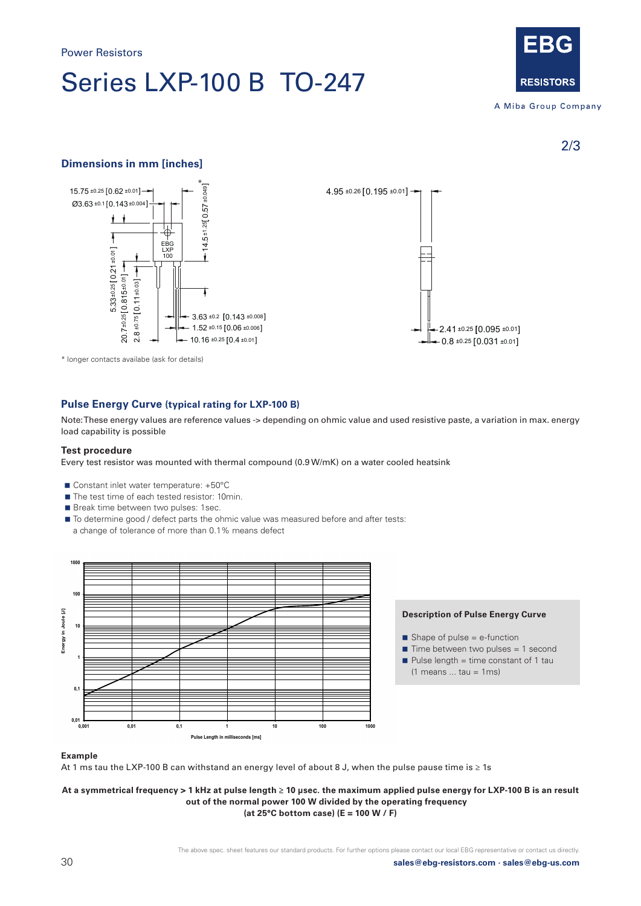Power Resistors

# Series LXP-100 B TO-247

## Dimensions in mm [inches]

15.75 ±0.25 [0.62 ±0.01]
Ø3.63 ±0.1 [0.143 ±0.004]
14.5 ±1.25 [0.57 ±0.049]*
5.33 ±0.25 [0.21 ±0.01]
20.7 ±0.25 [0.815 ±0.01]
2.8 ±0.75 [0.11 ±0.03]
3.63 ±0.2 [0.143 ±0.008]
1.52 ±0.15 [0.06 ±0.006]
10.16 ±0.25 [0.4 ±0.01]
4.95 ±0.26 [0.195 ±0.01]
2.41 ±0.25 [0.095 ±0.01]
0.8 ±0.25 [0.031 ±0.01]

EBG LXP 100

\* longer contacts availabe (ask for details)

## Pulse Energy Curve (typical rating for LXP-100 B)

Note: These energy values are reference values -> depending on ohmic value and used resistive paste, a variation in max. energy load capability is possible

### Test procedure

Every test resistor was mounted with thermal compound (0.9 W/mK) on a water cooled heatsink

- Constant inlet water temperature: +50°C
- The test time of each tested resistor: 10min.
- Break time between two pulses: 1sec.
- To determine good / defect parts the ohmic value was measured before and after tests: a change of tolerance of more than 0.1% means defect

Energy in Joule [J] (0,01 – 1000) vs. Pulse Length in milliseconds [ms] (0,001 – 1000)

### Description of Pulse Energy Curve

- Shape of pulse = e-function
- Time between two pulses = 1 second
- Pulse length = time constant of 1 tau (1 means ... tau = 1ms)

### Example

At 1 ms tau the LXP-100 B can withstand an energy level of about 8 J, when the pulse pause time is ≥ 1s

**At a symmetrical frequency > 1 kHz at pulse length ≥ 10 µsec. the maximum applied pulse energy for LXP-100 B is an result out of the normal power 100 W divided by the operating frequency (at 25°C bottom case) (E = 100 W / F)**

The above spec. sheet features our standard products. For further options please contact our local EBG representative or contact us directly.

**sales@ebg-resistors.com · sales@ebg-us.com**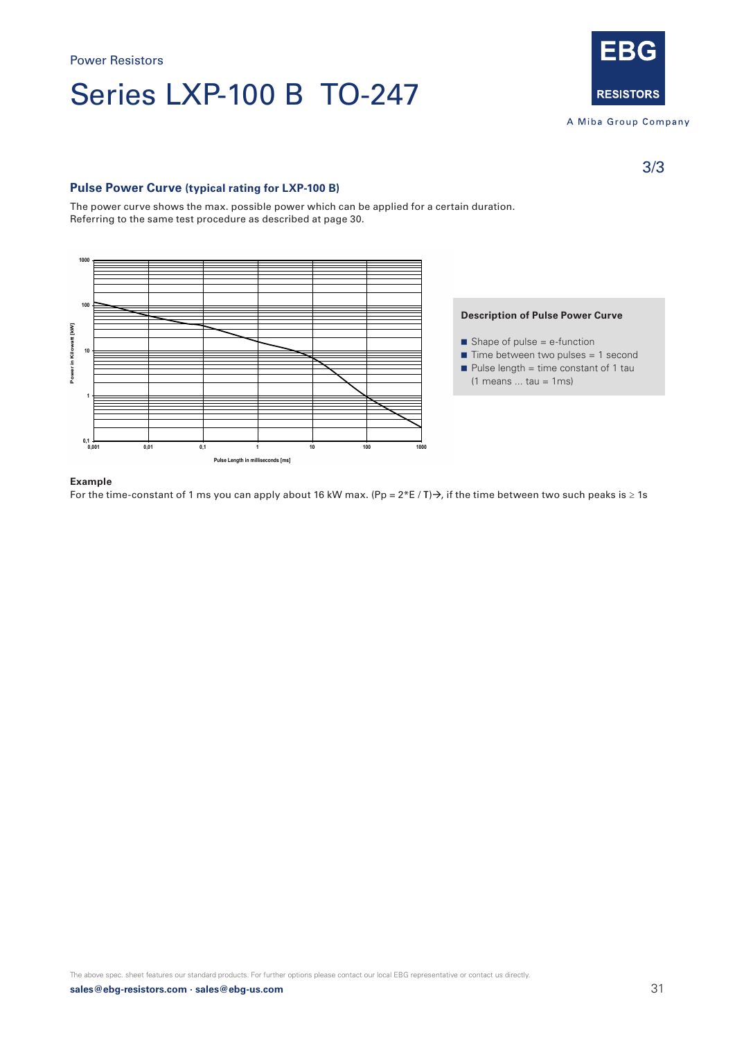Power Resistors

# Series LXP-100 B TO-247

EBG RESISTORS

A Miba Group Company

3/3

## Pulse Power Curve (typical rating for LXP-100 B)

The power curve shows the max. possible power which can be applied for a certain duration.
Referring to the same test procedure as described at page 30.

Power in Kilowatt [kW]

1000
100
10
1
0,1

0,001
0,01
0,1
1
10
100
1000

Pulse Length in milliseconds [ms]

**Description of Pulse Power Curve**

- Shape of pulse = e-function
- Time between two pulses = 1 second
- Pulse length = time constant of 1 tau (1 means ... tau = 1ms)

**Example**

For the time-constant of 1 ms you can apply about 16 kW max. ($Pp = 2*E / T$)→, if the time between two such peaks is ≥ 1s

The above spec. sheet features our standard products. For further options please contact our local EBG representative or contact us directly.

**sales@ebg-resistors.com · sales@ebg-us.com**